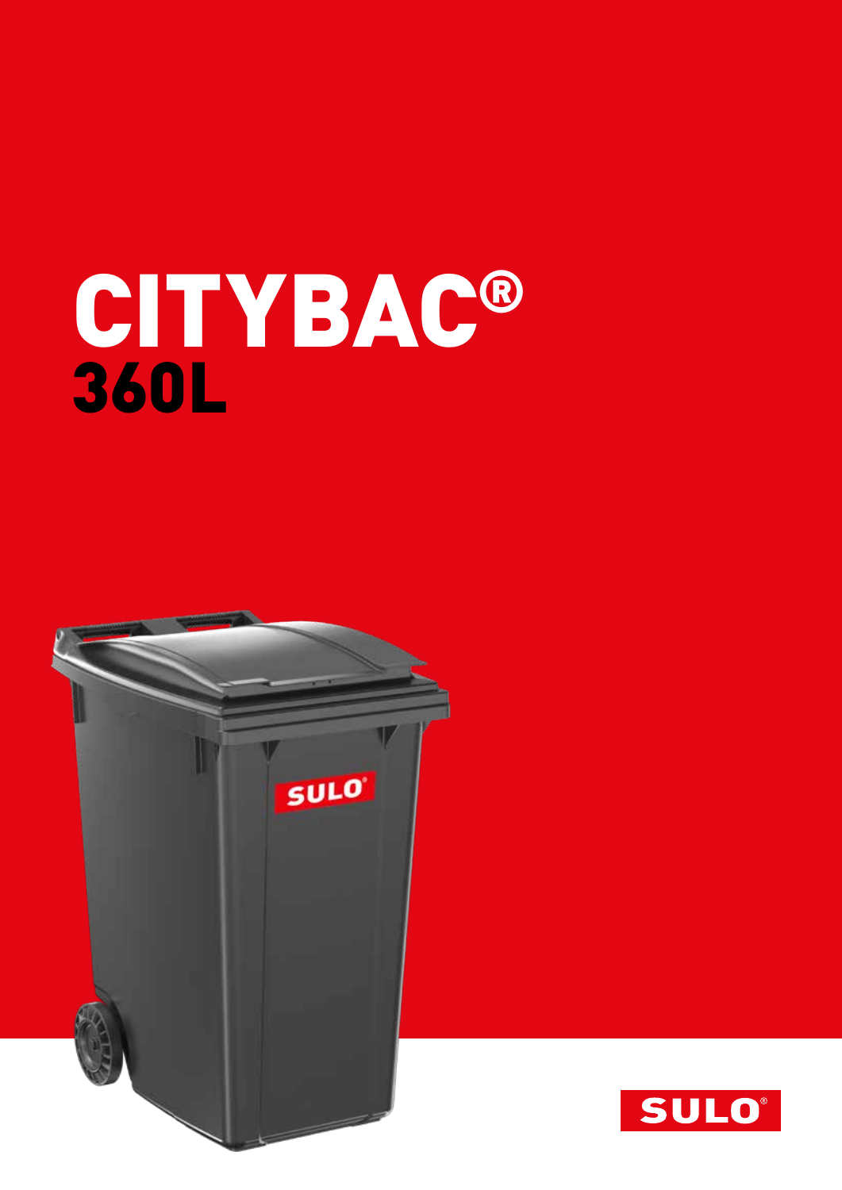# CITYBAC®

## 360L

SULO®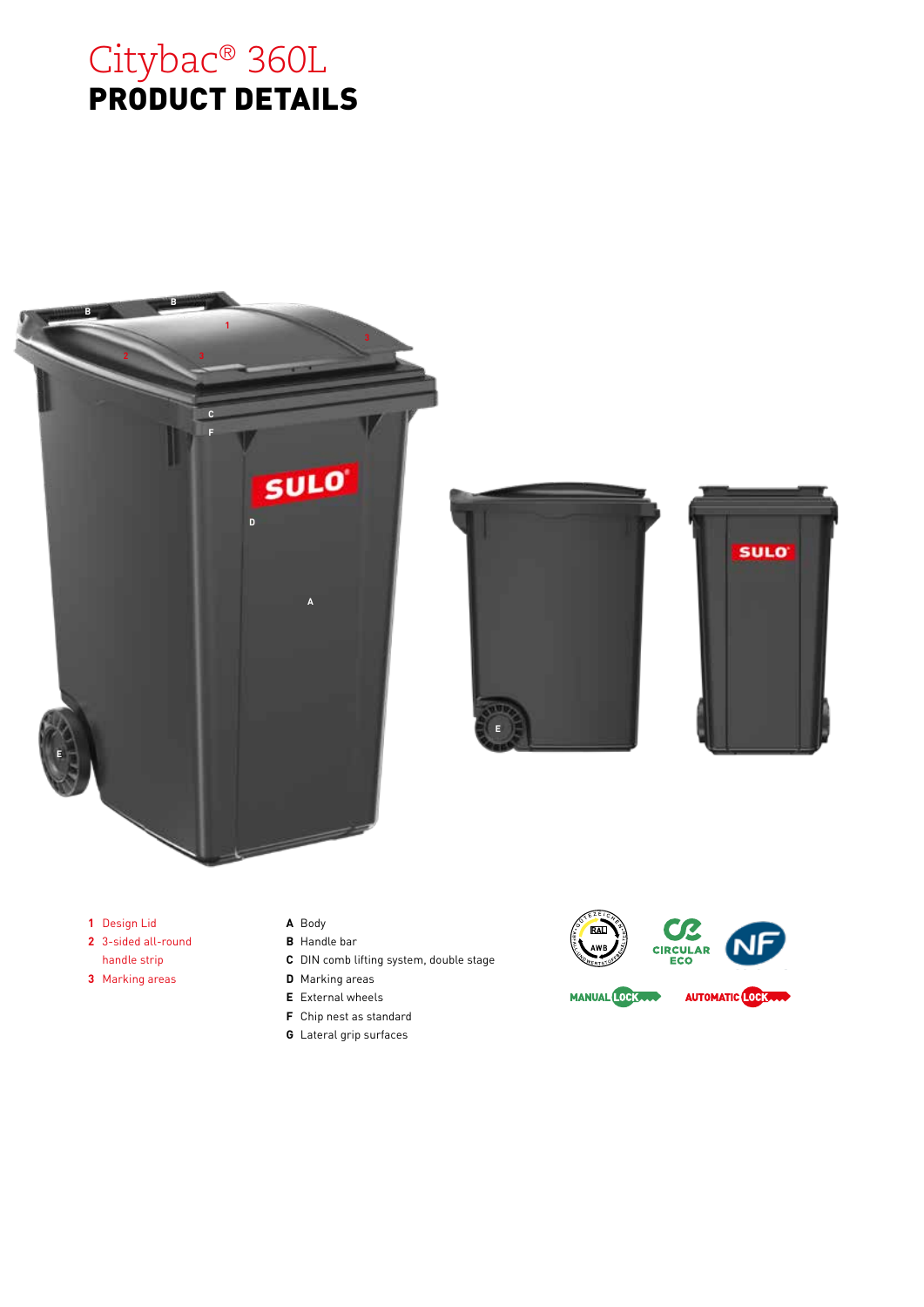# Citybac® 360L
## PRODUCT DETAILS

1. Design Lid
2. 3-sided all-round handle strip
3. Marking areas

**A** Body
**B** Handle bar
**C** DIN comb lifting system, double stage
**D** Marking areas
**E** External wheels
**F** Chip nest as standard
**G** Lateral grip surfaces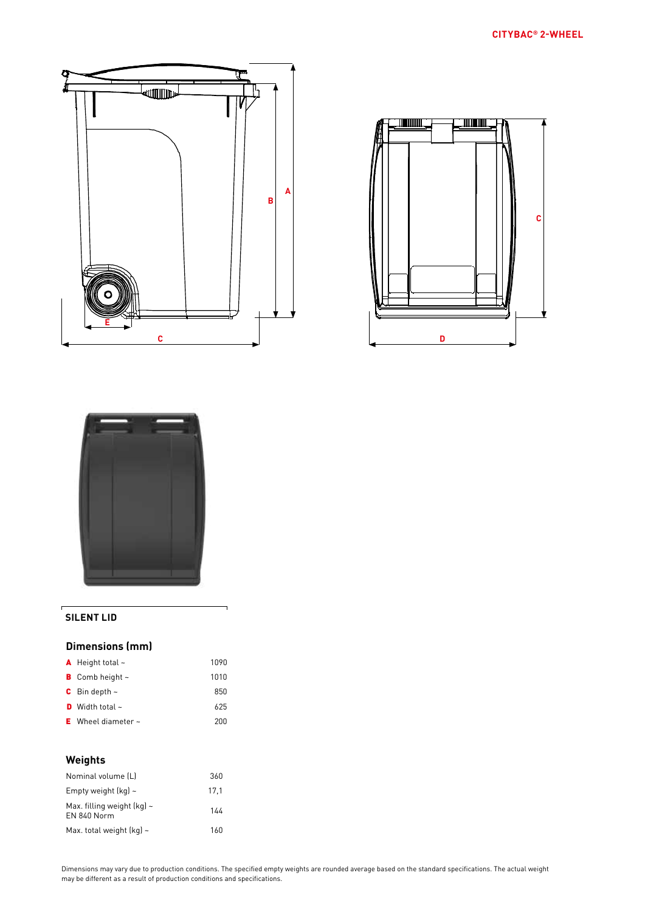## SILENT LID

### Dimensions (mm)

| | |
|---|---|
| **A** Height total ~ | 1090 |
| **B** Comb height ~ | 1010 |
| **C** Bin depth ~ | 850 |
| **D** Width total ~ | 625 |
| **E** Wheel diameter ~ | 200 |

### Weights

| | |
|---|---|
| Nominal volume (L) | 360 |
| Empty weight (kg) ~ | 17,1 |
| Max. filling weight (kg) ~ EN 840 Norm | 144 |
| Max. total weight (kg) ~ | 160 |

Dimensions may vary due to production conditions. The specified empty weights are rounded average based on the standard specifications. The actual weight may be different as a result of production conditions and specifications.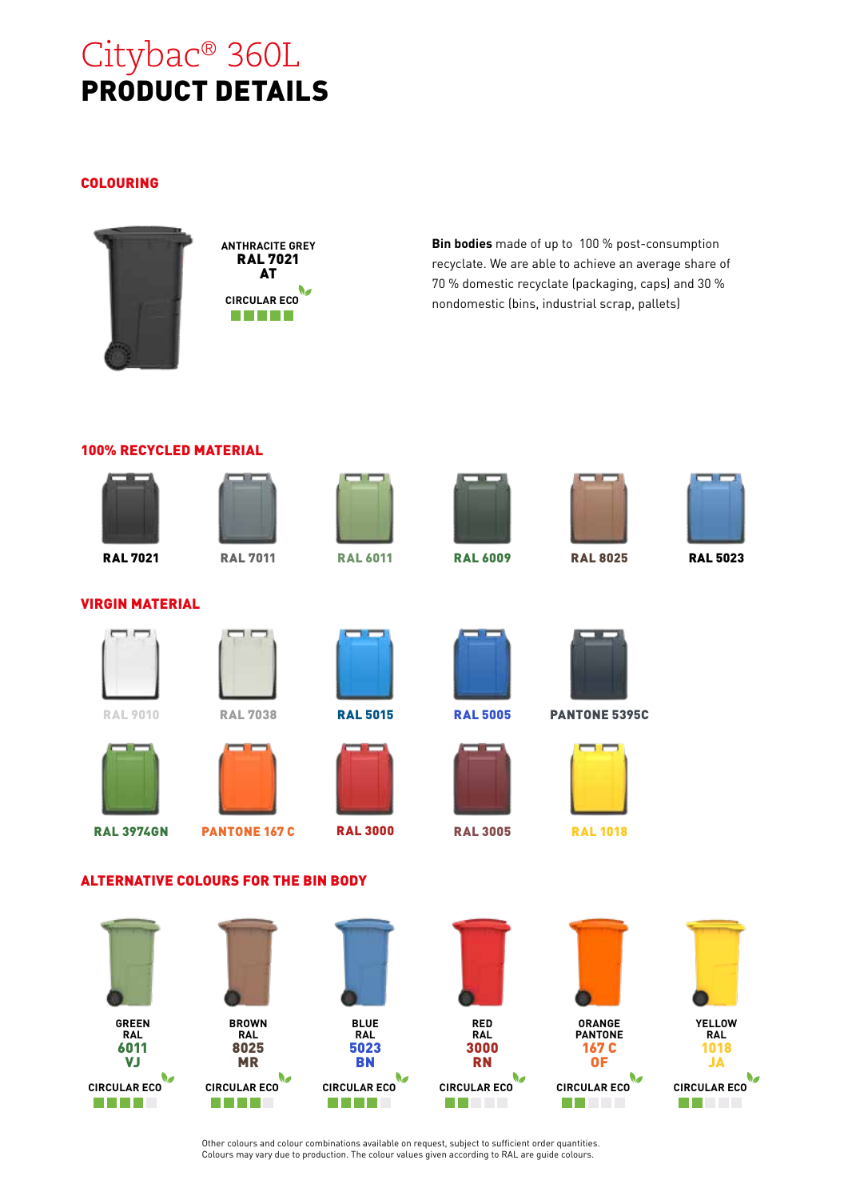# Citybac® 360L
# PRODUCT DETAILS

## COLOURING

ANTHRACITE GREY
**RAL 7021**
**AT**

CIRCULAR ECO

**Bin bodies** made of up to 100 % post-consumption recyclate. We are able to achieve an average share of 70 % domestic recyclate (packaging, caps) and 30 % nondomestic (bins, industrial scrap, pallets)

## 100% RECYCLED MATERIAL

RAL 7021 | RAL 7011 | RAL 6011 | RAL 6009 | RAL 8025 | RAL 5023

## VIRGIN MATERIAL

RAL 9010 | RAL 7038 | RAL 5015 | RAL 5005 | PANTONE 5395C

RAL 3974GN | PANTONE 167 C | RAL 3000 | RAL 3005 | RAL 1018

## ALTERNATIVE COLOURS FOR THE BIN BODY

| GREEN | BROWN | BLUE | RED | ORANGE | YELLOW |
|---|---|---|---|---|---|
| RAL | RAL | RAL | RAL | PANTONE | RAL |
| 6011 | 8025 | 5023 | 3000 | 167 C | 1018 |
| VJ | MR | BN | RN | OF | JA |
| CIRCULAR ECO | CIRCULAR ECO | CIRCULAR ECO | CIRCULAR ECO | CIRCULAR ECO | CIRCULAR ECO |

Other colours and colour combinations available on request, subject to sufficient order quantities.
Colours may vary due to production. The colour values given according to RAL are guide colours.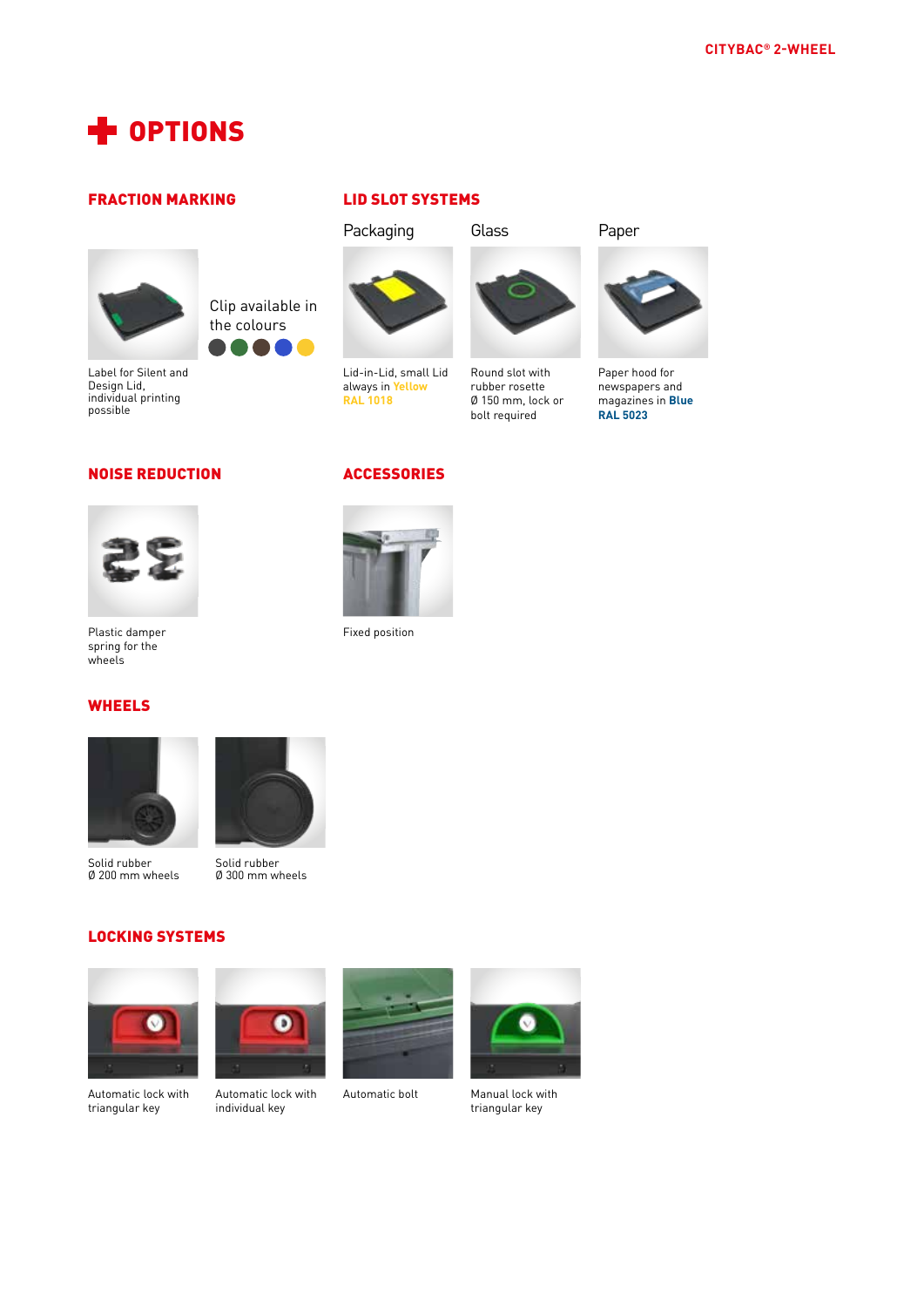# OPTIONS

## FRACTION MARKING

Clip available in the colours

Label for Silent and Design Lid, individual printing possible

## LID SLOT SYSTEMS

### Packaging

Lid-in-Lid, small Lid always in Yellow RAL 1018

### Glass

Round slot with rubber rosette Ø 150 mm, lock or bolt required

### Paper

Paper hood for newspapers and magazines in **Blue RAL 5023**

## NOISE REDUCTION

Plastic damper spring for the wheels

## ACCESSORIES

Fixed position

## WHEELS

Solid rubber Ø 200 mm wheels

Solid rubber Ø 300 mm wheels

## LOCKING SYSTEMS

Automatic lock with triangular key

Automatic lock with individual key

Automatic bolt

Manual lock with triangular key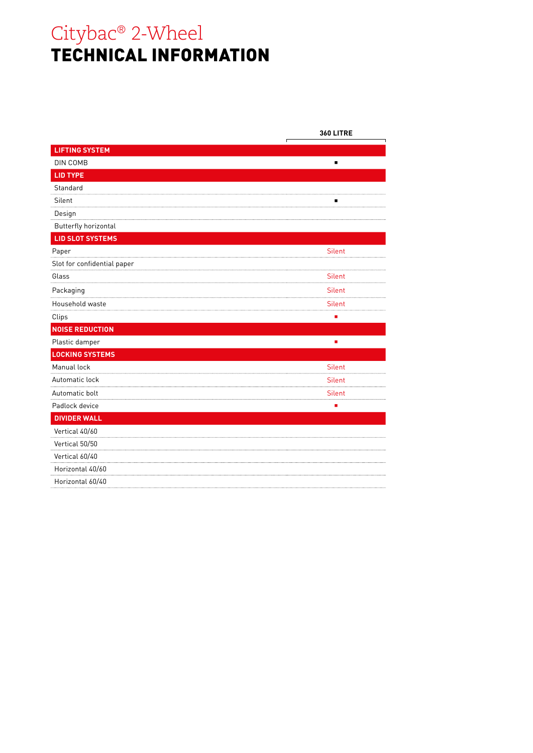# Citybac® 2-Wheel
# TECHNICAL INFORMATION

| | 360 LITRE |
|---|---|
| **LIFTING SYSTEM** | |
| DIN COMB | ■ |
| **LID TYPE** | |
| Standard | |
| Silent | ■ |
| Design | |
| Butterfly horizontal | |
| **LID SLOT SYSTEMS** | |
| Paper | Silent |
| Slot for confidential paper | |
| Glass | Silent |
| Packaging | Silent |
| Household waste | Silent |
| Clips | ■ |
| **NOISE REDUCTION** | |
| Plastic damper | ■ |
| **LOCKING SYSTEMS** | |
| Manual lock | Silent |
| Automatic lock | Silent |
| Automatic bolt | Silent |
| Padlock device | ■ |
| **DIVIDER WALL** | |
| Vertical 40/60 | |
| Vertical 50/50 | |
| Vertical 60/40 | |
| Horizontal 40/60 | |
| Horizontal 60/40 | |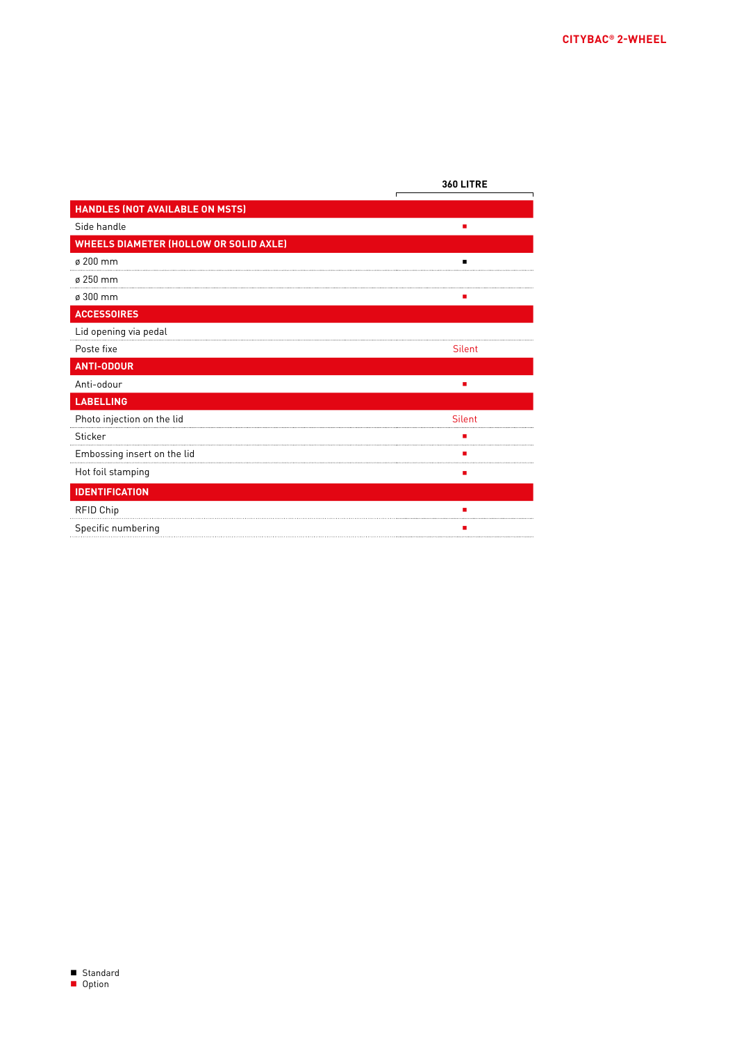| | 360 LITRE |
|---|---|
| **HANDLES (NOT AVAILABLE ON MSTS)** | |
| Side handle | ■ (Option) |
| **WHEELS DIAMETER (HOLLOW OR SOLID AXLE)** | |
| ø 200 mm | ■ (Standard) |
| ø 250 mm | |
| ø 300 mm | ■ (Option) |
| **ACCESSOIRES** | |
| Lid opening via pedal | |
| Poste fixe | Silent |
| **ANTI-ODOUR** | |
| Anti-odour | ■ (Option) |
| **LABELLING** | |
| Photo injection on the lid | Silent |
| Sticker | ■ (Option) |
| Embossing insert on the lid | ■ (Option) |
| Hot foil stamping | ■ (Option) |
| **IDENTIFICATION** | |
| RFID Chip | ■ (Option) |
| Specific numbering | ■ (Option) |

■ Standard
■ Option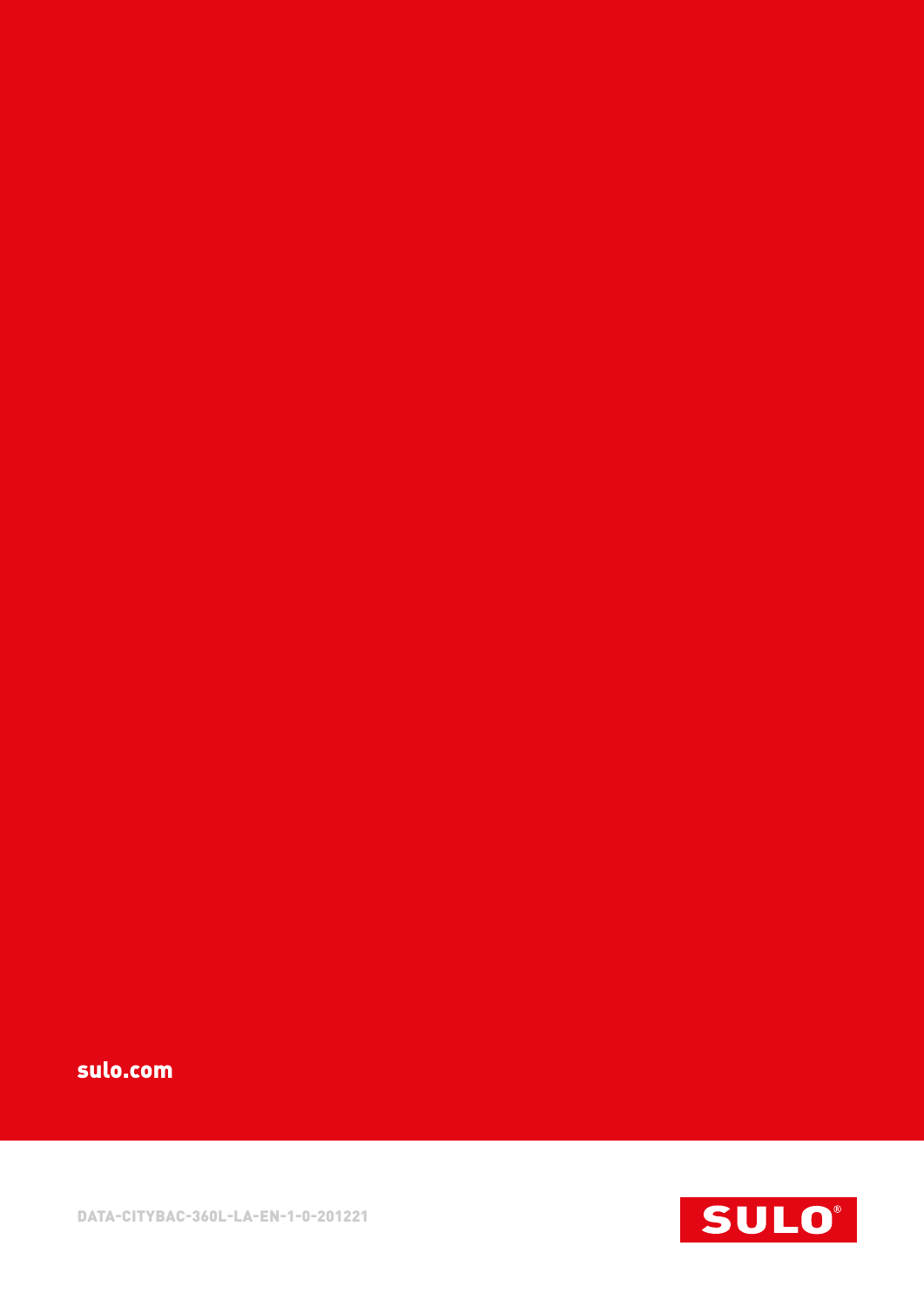sulo.com

DATA-CITYBAC-360L-LA-EN-1-0-201221

SULO®